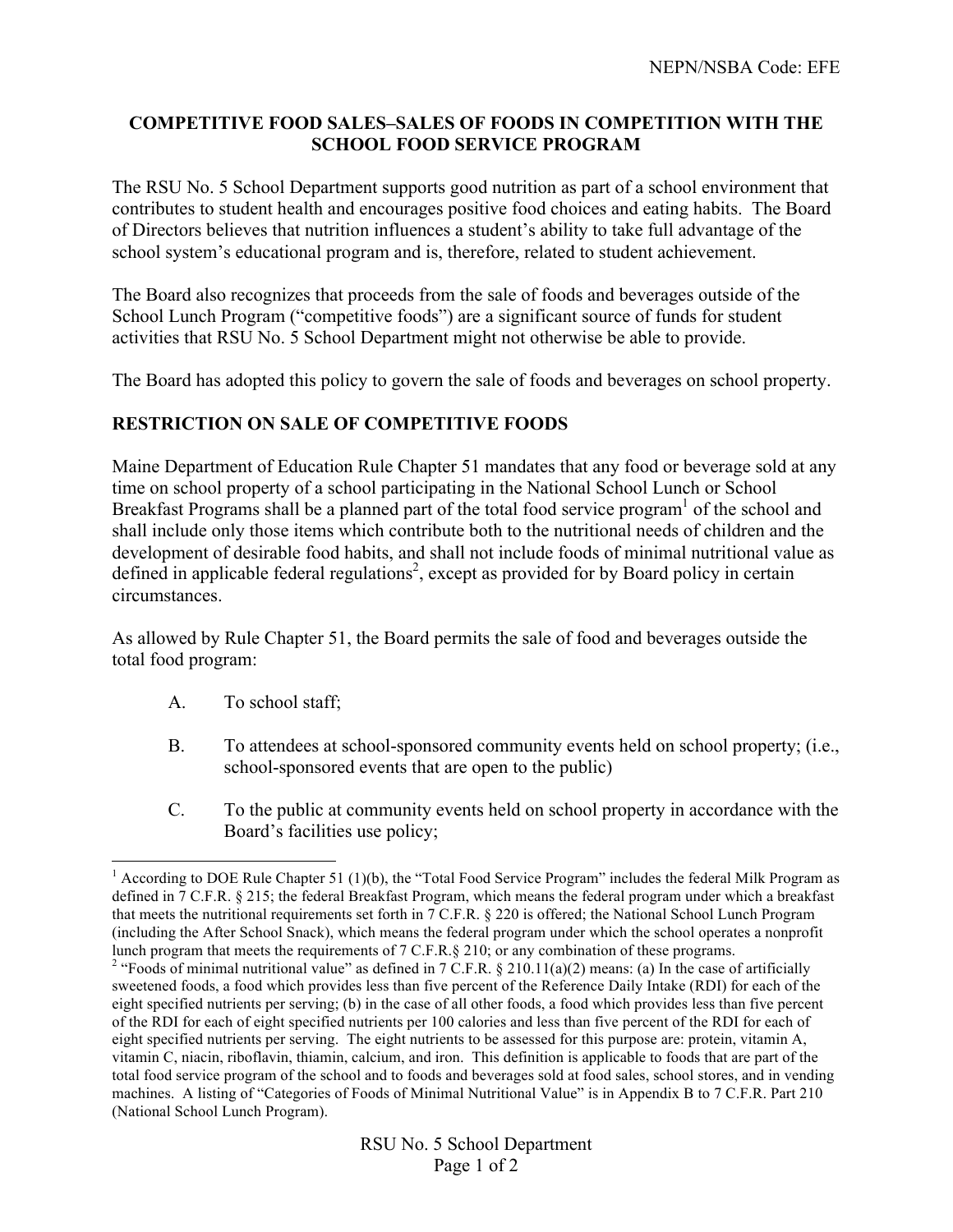NEPN/NSBA Code: EFE

# COMPETITIVE FOOD SALES–SALES OF FOODS IN COMPETITION WITH THE SCHOOL FOOD SERVICE PROGRAM

The RSU No. 5 School Department supports good nutrition as part of a school environment that contributes to student health and encourages positive food choices and eating habits. The Board of Directors believes that nutrition influences a student's ability to take full advantage of the school system's educational program and is, therefore, related to student achievement.

The Board also recognizes that proceeds from the sale of foods and beverages outside of the School Lunch Program ("competitive foods") are a significant source of funds for student activities that RSU No. 5 School Department might not otherwise be able to provide.

The Board has adopted this policy to govern the sale of foods and beverages on school property.

## RESTRICTION ON SALE OF COMPETITIVE FOODS

Maine Department of Education Rule Chapter 51 mandates that any food or beverage sold at any time on school property of a school participating in the National School Lunch or School Breakfast Programs shall be a planned part of the total food service program[1] of the school and shall include only those items which contribute both to the nutritional needs of children and the development of desirable food habits, and shall not include foods of minimal nutritional value as defined in applicable federal regulations[2], except as provided for by Board policy in certain circumstances.

As allowed by Rule Chapter 51, the Board permits the sale of food and beverages outside the total food program:

A. To school staff;

B. To attendees at school-sponsored community events held on school property; (i.e., school-sponsored events that are open to the public)

C. To the public at community events held on school property in accordance with the Board's facilities use policy;

---

[1] According to DOE Rule Chapter 51 (1)(b), the "Total Food Service Program" includes the federal Milk Program as defined in 7 C.F.R. § 215; the federal Breakfast Program, which means the federal program under which a breakfast that meets the nutritional requirements set forth in 7 C.F.R. § 220 is offered; the National School Lunch Program (including the After School Snack), which means the federal program under which the school operates a nonprofit lunch program that meets the requirements of 7 C.F.R.§ 210; or any combination of these programs.

[2] "Foods of minimal nutritional value" as defined in 7 C.F.R. § 210.11(a)(2) means: (a) In the case of artificially sweetened foods, a food which provides less than five percent of the Reference Daily Intake (RDI) for each of the eight specified nutrients per serving; (b) in the case of all other foods, a food which provides less than five percent of the RDI for each of eight specified nutrients per 100 calories and less than five percent of the RDI for each of eight specified nutrients per serving. The eight nutrients to be assessed for this purpose are: protein, vitamin A, vitamin C, niacin, riboflavin, thiamin, calcium, and iron. This definition is applicable to foods that are part of the total food service program of the school and to foods and beverages sold at food sales, school stores, and in vending machines. A listing of "Categories of Foods of Minimal Nutritional Value" is in Appendix B to 7 C.F.R. Part 210 (National School Lunch Program).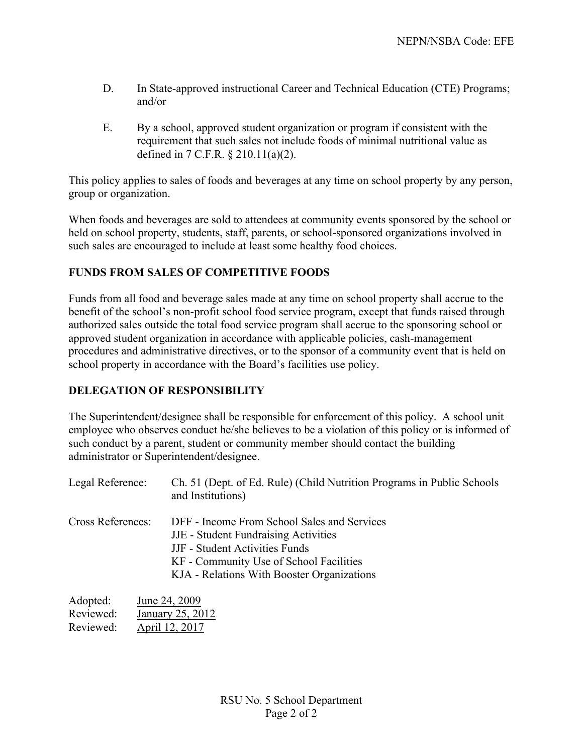D. In State-approved instructional Career and Technical Education (CTE) Programs; and/or

E. By a school, approved student organization or program if consistent with the requirement that such sales not include foods of minimal nutritional value as defined in 7 C.F.R. § 210.11(a)(2).

This policy applies to sales of foods and beverages at any time on school property by any person, group or organization.

When foods and beverages are sold to attendees at community events sponsored by the school or held on school property, students, staff, parents, or school-sponsored organizations involved in such sales are encouraged to include at least some healthy food choices.

## FUNDS FROM SALES OF COMPETITIVE FOODS

Funds from all food and beverage sales made at any time on school property shall accrue to the benefit of the school's non-profit school food service program, except that funds raised through authorized sales outside the total food service program shall accrue to the sponsoring school or approved student organization in accordance with applicable policies, cash-management procedures and administrative directives, or to the sponsor of a community event that is held on school property in accordance with the Board's facilities use policy.

## DELEGATION OF RESPONSIBILITY

The Superintendent/designee shall be responsible for enforcement of this policy. A school unit employee who observes conduct he/she believes to be a violation of this policy or is informed of such conduct by a parent, student or community member should contact the building administrator or Superintendent/designee.

Legal Reference: Ch. 51 (Dept. of Ed. Rule) (Child Nutrition Programs in Public Schools and Institutions)

Cross References:
DFF - Income From School Sales and Services
JJE - Student Fundraising Activities
JJF - Student Activities Funds
KF - Community Use of School Facilities
KJA - Relations With Booster Organizations

Adopted: June 24, 2009
Reviewed: January 25, 2012
Reviewed: April 12, 2017